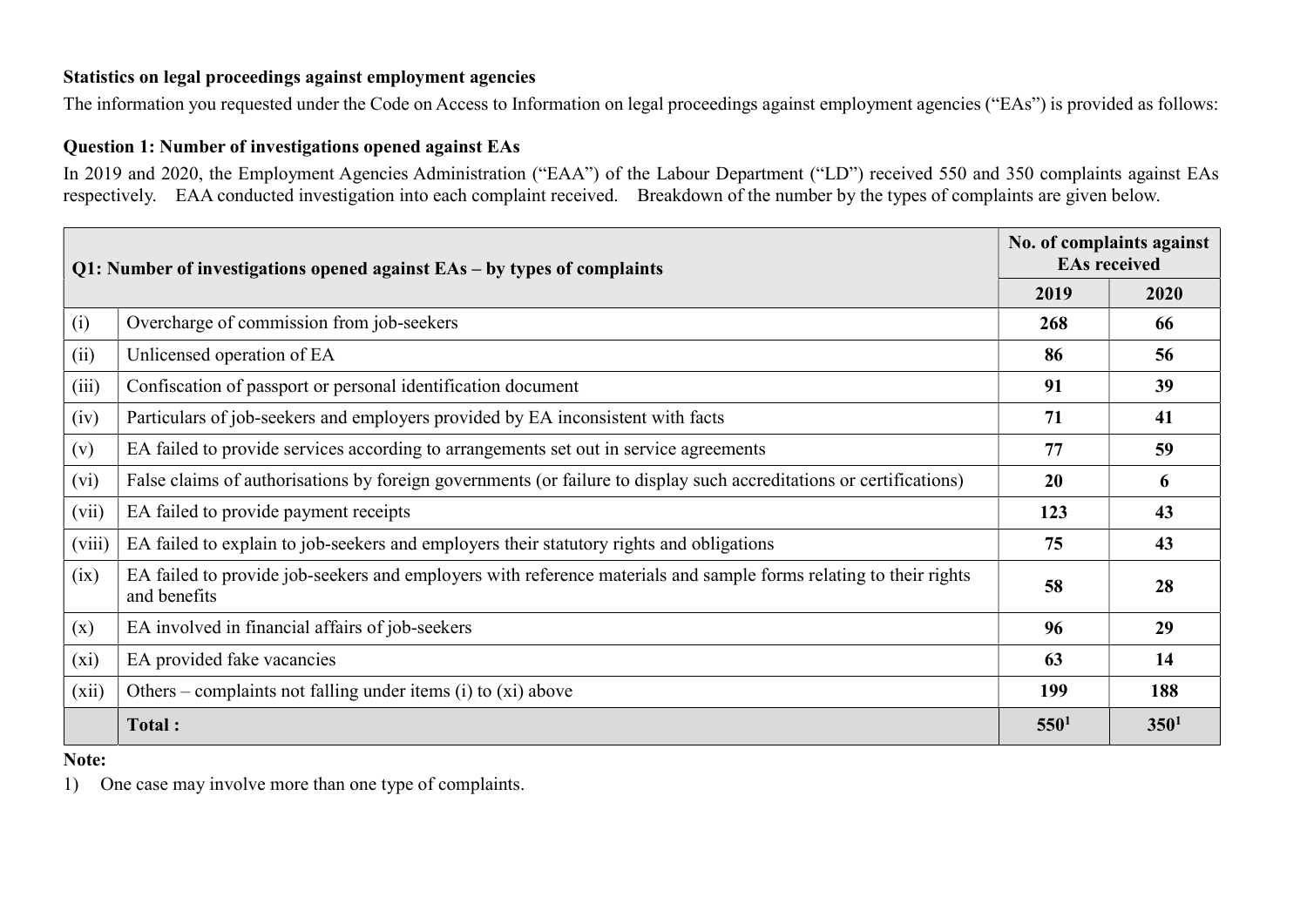**Statistics on legal proceedings against employment agencies**

The information you requested under the Code on Access to Information on legal proceedings against employment agencies ("EAs") is provided as follows:

**Question 1: Number of investigations opened against EAs**

In 2019 and 2020, the Employment Agencies Administration ("EAA") of the Labour Department ("LD") received 550 and 350 complaints against EAs respectively. EAA conducted investigation into each complaint received. Breakdown of the number by the types of complaints are given below.

| **Q1: Number of investigations opened against EAs – by types of complaints** | | **No. of complaints against EAs received** | |
|---|---|---|---|
| | | **2019** | **2020** |
| (i) | Overcharge of commission from job-seekers | **268** | **66** |
| (ii) | Unlicensed operation of EA | **86** | **56** |
| (iii) | Confiscation of passport or personal identification document | **91** | **39** |
| (iv) | Particulars of job-seekers and employers provided by EA inconsistent with facts | **71** | **41** |
| (v) | EA failed to provide services according to arrangements set out in service agreements | **77** | **59** |
| (vi) | False claims of authorisations by foreign governments (or failure to display such accreditations or certifications) | **20** | **6** |
| (vii) | EA failed to provide payment receipts | **123** | **43** |
| (viii) | EA failed to explain to job-seekers and employers their statutory rights and obligations | **75** | **43** |
| (ix) | EA failed to provide job-seekers and employers with reference materials and sample forms relating to their rights and benefits | **58** | **28** |
| (x) | EA involved in financial affairs of job-seekers | **96** | **29** |
| (xi) | EA provided fake vacancies | **63** | **14** |
| (xii) | Others – complaints not falling under items (i) to (xi) above | **199** | **188** |
| | **Total :** | **550**[1] | **350**[1] |

**Note:**

1) One case may involve more than one type of complaints.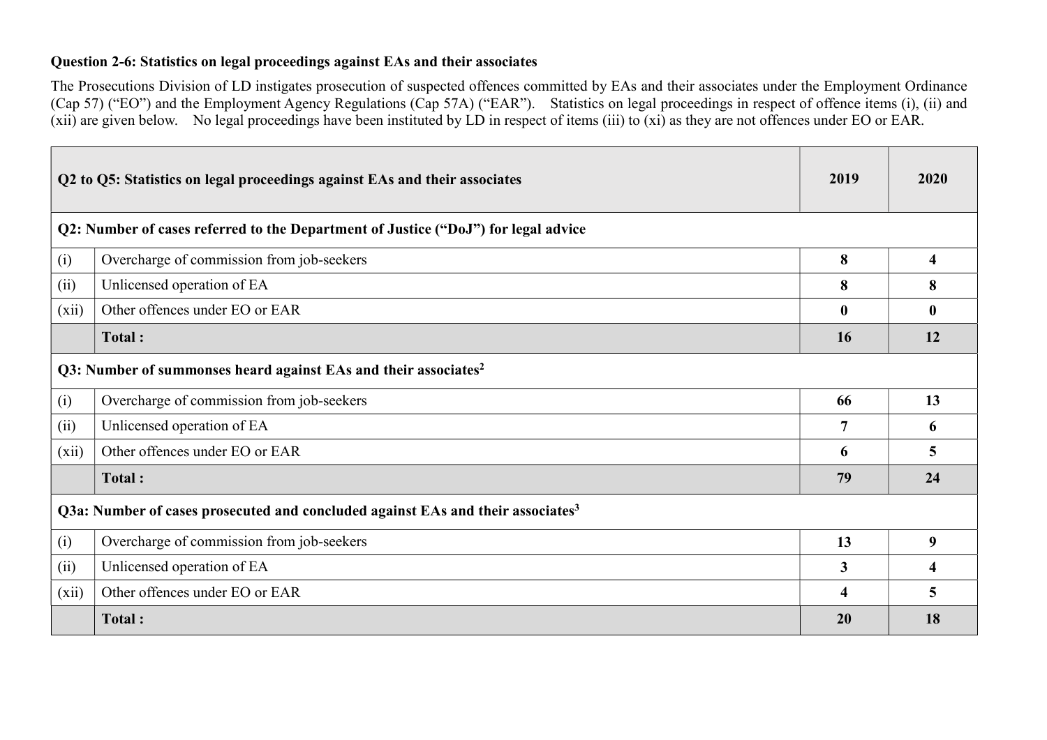**Question 2-6: Statistics on legal proceedings against EAs and their associates**

The Prosecutions Division of LD instigates prosecution of suspected offences committed by EAs and their associates under the Employment Ordinance (Cap 57) ("EO") and the Employment Agency Regulations (Cap 57A) ("EAR"). Statistics on legal proceedings in respect of offence items (i), (ii) and (xii) are given below. No legal proceedings have been instituted by LD in respect of items (iii) to (xi) as they are not offences under EO or EAR.

| | **Q2 to Q5: Statistics on legal proceedings against EAs and their associates** | **2019** | **2020** |
|---|---|---|---|
| **Q2: Number of cases referred to the Department of Justice ("DoJ") for legal advice** | | | |
| (i) | Overcharge of commission from job-seekers | **8** | **4** |
| (ii) | Unlicensed operation of EA | **8** | **8** |
| (xii) | Other offences under EO or EAR | **0** | **0** |
| | **Total :** | **16** | **12** |
| **Q3: Number of summonses heard against EAs and their associates[2]** | | | |
| (i) | Overcharge of commission from job-seekers | **66** | **13** |
| (ii) | Unlicensed operation of EA | **7** | **6** |
| (xii) | Other offences under EO or EAR | **6** | **5** |
| | **Total :** | **79** | **24** |
| **Q3a: Number of cases prosecuted and concluded against EAs and their associates[3]** | | | |
| (i) | Overcharge of commission from job-seekers | **13** | **9** |
| (ii) | Unlicensed operation of EA | **3** | **4** |
| (xii) | Other offences under EO or EAR | **4** | **5** |
| | **Total :** | **20** | **18** |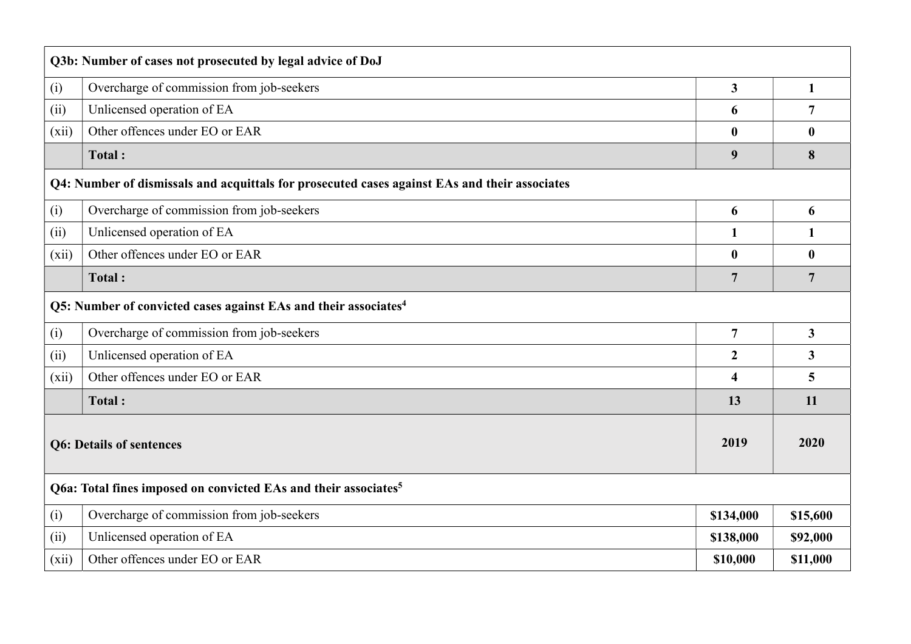| Q3b: Number of cases not prosecuted by legal advice of DoJ | | | |
|---|---|---|---|
| (i) | Overcharge of commission from job-seekers | **3** | **1** |
| (ii) | Unlicensed operation of EA | **6** | **7** |
| (xii) | Other offences under EO or EAR | **0** | **0** |
| | **Total :** | **9** | **8** |
| **Q4: Number of dismissals and acquittals for prosecuted cases against EAs and their associates** | | | |
| (i) | Overcharge of commission from job-seekers | **6** | **6** |
| (ii) | Unlicensed operation of EA | **1** | **1** |
| (xii) | Other offences under EO or EAR | **0** | **0** |
| | **Total :** | **7** | **7** |
| **Q5: Number of convicted cases against EAs and their associates[4]** | | | |
| (i) | Overcharge of commission from job-seekers | **7** | **3** |
| (ii) | Unlicensed operation of EA | **2** | **3** |
| (xii) | Other offences under EO or EAR | **4** | **5** |
| | **Total :** | **13** | **11** |
| **Q6: Details of sentences** | | **2019** | **2020** |
| **Q6a: Total fines imposed on convicted EAs and their associates[5]** | | | |
| (i) | Overcharge of commission from job-seekers | **\$134,000** | **\$15,600** |
| (ii) | Unlicensed operation of EA | **\$138,000** | **\$92,000** |
| (xii) | Other offences under EO or EAR | **\$10,000** | **\$11,000** |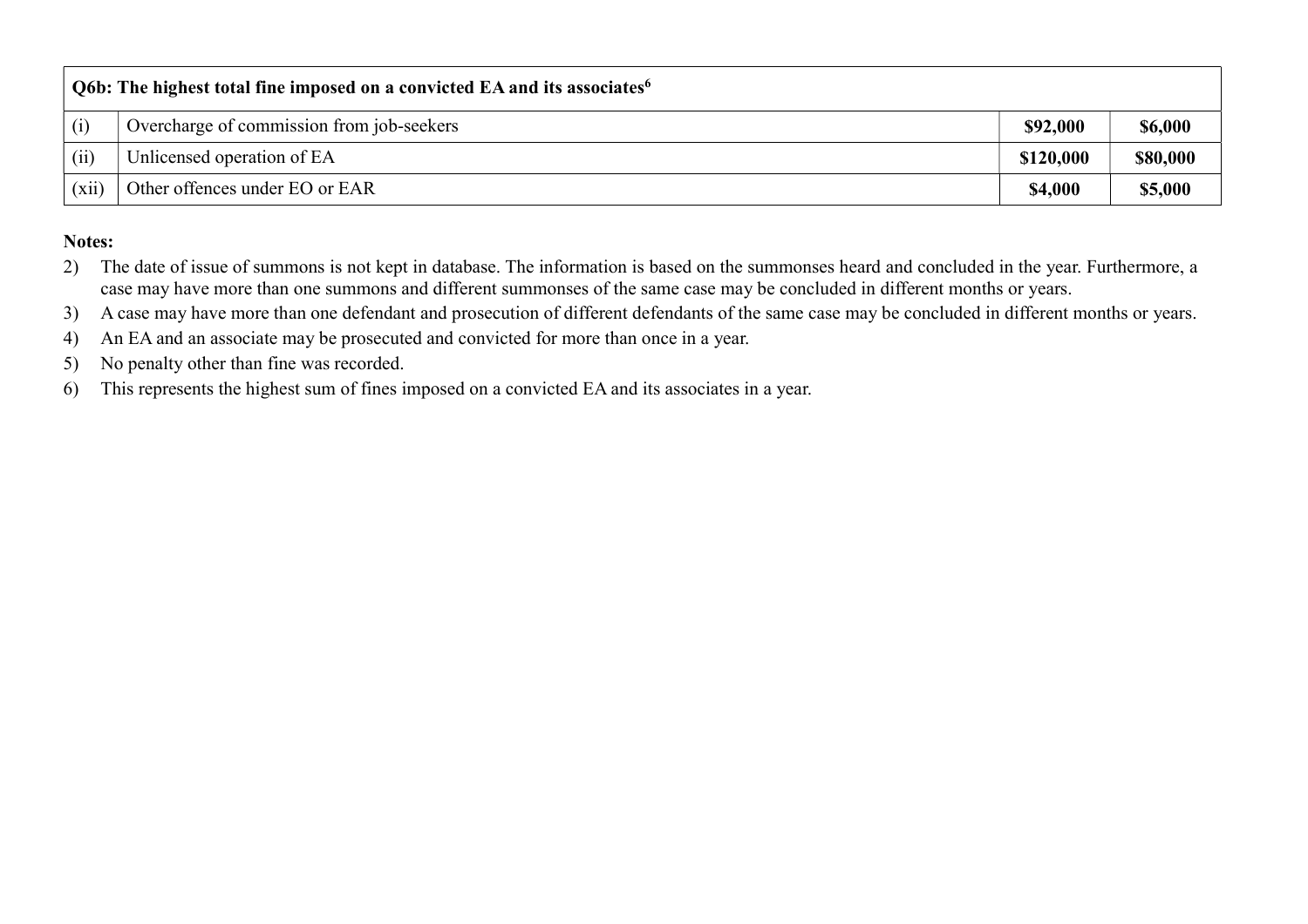| Q6b: The highest total fine imposed on a convicted EA and its associates[6] | | | |
|---|---|---|---|
| (i) | Overcharge of commission from job-seekers | **$92,000** | **$6,000** |
| (ii) | Unlicensed operation of EA | **$120,000** | **$80,000** |
| (xii) | Other offences under EO or EAR | **$4,000** | **$5,000** |

**Notes:**

2) The date of issue of summons is not kept in database. The information is based on the summonses heard and concluded in the year. Furthermore, a case may have more than one summons and different summonses of the same case may be concluded in different months or years.
3) A case may have more than one defendant and prosecution of different defendants of the same case may be concluded in different months or years.
4) An EA and an associate may be prosecuted and convicted for more than once in a year.
5) No penalty other than fine was recorded.
6) This represents the highest sum of fines imposed on a convicted EA and its associates in a year.